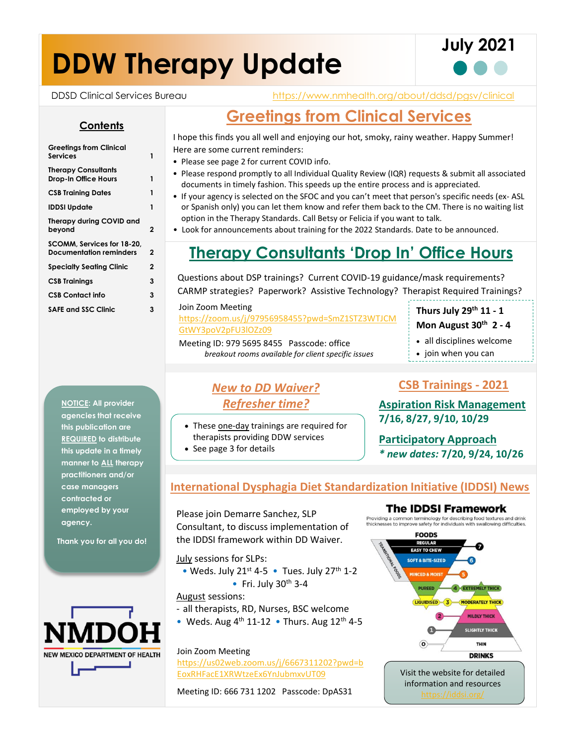# DDW Therapy Update

**July 2021**

DDSD Clinical Services Bureau https://www.nmhealth.org/about/ddsd/pgsv/clinical

## Contents

| | |
|---|---|
| Greetings from Clinical Services | 1 |
| Therapy Consultants Drop-In Office Hours | 1 |
| CSB Training Dates | 1 |
| IDDSI Update | 1 |
| Therapy during COVID and beyond | 2 |
| SCOMM, Services for 18-20, Documentation reminders | 2 |
| Specialty Seating Clinic | 2 |
| CSB Trainings | 3 |
| CSB Contact info | 3 |
| SAFE and SSC Clinic | 3 |

## Greetings from Clinical Services

I hope this finds you all well and enjoying our hot, smoky, rainy weather. Happy Summer! Here are some current reminders:

- Please see page 2 for current COVID info.
- Please respond promptly to all Individual Quality Review (IQR) requests & submit all associated documents in timely fashion. This speeds up the entire process and is appreciated.
- If your agency is selected on the SFOC and you can't meet that person's specific needs (ex- ASL or Spanish only) you can let them know and refer them back to the CM. There is no waiting list option in the Therapy Standards. Call Betsy or Felicia if you want to talk.
- Look for announcements about training for the 2022 Standards. Date to be announced.

## Therapy Consultants 'Drop In' Office Hours

Questions about DSP trainings? Current COVID-19 guidance/mask requirements? CARMP strategies? Paperwork? Assistive Technology? Therapist Required Trainings?

Join Zoom Meeting
https://zoom.us/j/97956958455?pwd=SmZ1STZ3WTJCMGtWY3poV2pFU3lOZz09

Meeting ID: 979 5695 8455 Passcode: office
*breakout rooms available for client specific issues*

**Thurs July 29th 11 - 1**
**Mon August 30th 2 - 4**

- all disciplines welcome
- join when you can

**NOTICE**: All provider agencies that receive this publication are **REQUIRED** to distribute this update in a timely manner to **ALL** therapy practitioners and/or case managers contracted or employed by your agency.

Thank you for all you do!

## *New to DD Waiver? Refresher time?*

- These one-day trainings are required for therapists providing DDW services
- See page 3 for details

## CSB Trainings - 2021

**Aspiration Risk Management**
**7/16, 8/27, 9/10, 10/29**

**Participatory Approach**
***\* new dates:* 7/20, 9/24, 10/26**

## International Dysphagia Diet Standardization Initiative (IDDSI) News

Please join Demarre Sanchez, SLP Consultant, to discuss implementation of the IDDSI framework within DD Waiver.

July sessions for SLPs:

- Weds. July 21st 4-5
- Tues. July 27th 1-2
- Fri. July 30th 3-4

August sessions:
- all therapists, RD, Nurses, BSC welcome
- Weds. Aug 4th 11-12
- Thurs. Aug 12th 4-5

Join Zoom Meeting
https://us02web.zoom.us/j/6667311202?pwd=bEoxRHFacE1XRWtzeEx6YnJubmxvUT09

Meeting ID: 666 731 1202 Passcode: DpAS31

**The IDDSI Framework**
Providing a common terminology for describing food textures and drink thicknesses to improve safety for individuals with swallowing difficulties.

Visit the website for detailed information and resources
https://iddsi.org/

NMDOH
NEW MEXICO DEPARTMENT OF HEALTH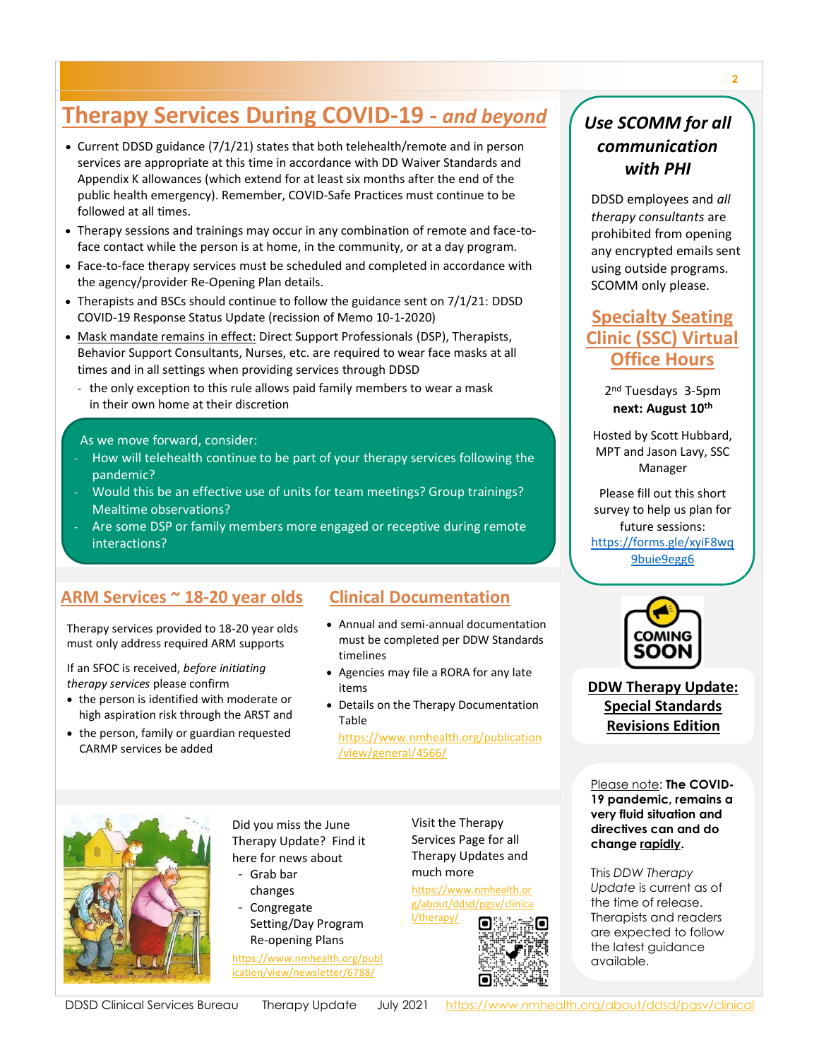# Therapy Services During COVID-19 - *and beyond*

- Current DDSD guidance (7/1/21) states that both telehealth/remote and in person services are appropriate at this time in accordance with DD Waiver Standards and Appendix K allowances (which extend for at least six months after the end of the public health emergency). Remember, COVID-Safe Practices must continue to be followed at all times.
- Therapy sessions and trainings may occur in any combination of remote and face-to-face contact while the person is at home, in the community, or at a day program.
- Face-to-face therapy services must be scheduled and completed in accordance with the agency/provider Re-Opening Plan details.
- Therapists and BSCs should continue to follow the guidance sent on 7/1/21: DDSD COVID-19 Response Status Update (recission of Memo 10-1-2020)
- Mask mandate remains in effect: Direct Support Professionals (DSP), Therapists, Behavior Support Consultants, Nurses, etc. are required to wear face masks at all times and in all settings when providing services through DDSD
  - the only exception to this rule allows paid family members to wear a mask in their own home at their discretion

As we move forward, consider:

- How will telehealth continue to be part of your therapy services following the pandemic?
- Would this be an effective use of units for team meetings? Group trainings? Mealtime observations?
- Are some DSP or family members more engaged or receptive during remote interactions?

## ARM Services ~ 18-20 year olds

Therapy services provided to 18-20 year olds must only address required ARM supports

If an SFOC is received, *before initiating therapy services* please confirm

- the person is identified with moderate or high aspiration risk through the ARST and
- the person, family or guardian requested CARMP services be added

## Clinical Documentation

- Annual and semi-annual documentation must be completed per DDW Standards timelines
- Agencies may file a RORA for any late items
- Details on the Therapy Documentation Table https://www.nmhealth.org/publication/view/general/4566/

Did you miss the June Therapy Update? Find it here for news about

- Grab bar changes
- Congregate Setting/Day Program Re-opening Plans

https://www.nmhealth.org/publication/view/newsletter/6788/

Visit the Therapy Services Page for all Therapy Updates and much more

https://www.nmhealth.org/about/ddsd/pgsv/clinical/therapy/

## *Use SCOMM for all communication with PHI*

DDSD employees and *all therapy consultants* are prohibited from opening any encrypted emails sent using outside programs. SCOMM only please.

## Specialty Seating Clinic (SSC) Virtual Office Hours

2nd Tuesdays 3-5pm
**next: August 10th**

Hosted by Scott Hubbard, MPT and Jason Lavy, SSC Manager

Please fill out this short survey to help us plan for future sessions: https://forms.gle/xyiF8wq9buie9egg6

COMING SOON

**DDW Therapy Update: Special Standards Revisions Edition**

Please note: **The COVID-19 pandemic, remains a very fluid situation and directives can and do change rapidly.**

This *DDW Therapy Update* is current as of the time of release. Therapists and readers are expected to follow the latest guidance available.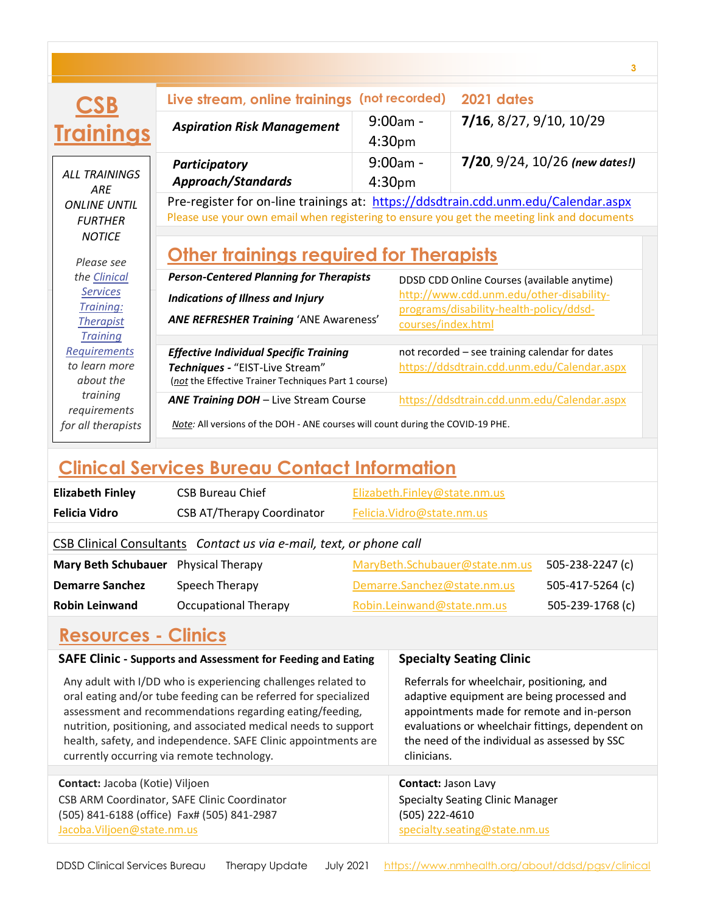# CSB Trainings

*ALL TRAININGS ARE ONLINE UNTIL FURTHER NOTICE*

*Please see the Clinical Services Training: Therapist Training Requirements to learn more about the training requirements for all therapists*

| Live stream, online trainings (not recorded) | | 2021 dates |
|---|---|---|
| ***Aspiration Risk Management*** | 9:00am - 4:30pm | **7/16**, 8/27, 9/10, 10/29 |
| ***Participatory Approach/Standards*** | 9:00am - 4:30pm | **7/20**, 9/24, 10/26 ***(new dates!)*** |

Pre-register for on-line trainings at: https://ddsdtrain.cdd.unm.edu/Calendar.aspx

Please use your own email when registering to ensure you get the meeting link and documents

## Other trainings required for Therapists

| | |
|---|---|
| ***Person-Centered Planning for Therapists***<br>***Indications of Illness and Injury***<br>***ANE REFRESHER Training*** 'ANE Awareness' | DDSD CDD Online Courses (available anytime) http://www.cdd.unm.edu/other-disability-programs/disability-health-policy/ddsd-courses/index.html |
| ***Effective Individual Specific Training Techniques -*** "EIST-Live Stream" (*not* the Effective Trainer Techniques Part 1 course) | not recorded – see training calendar for dates https://ddsdtrain.cdd.unm.edu/Calendar.aspx |
| ***ANE Training DOH*** – Live Stream Course | https://ddsdtrain.cdd.unm.edu/Calendar.aspx |

*Note:* All versions of the DOH - ANE courses will count during the COVID-19 PHE.

## Clinical Services Bureau Contact Information

| | | |
|---|---|---|
| **Elizabeth Finley** | CSB Bureau Chief | Elizabeth.Finley@state.nm.us |
| **Felicia Vidro** | CSB AT/Therapy Coordinator | Felicia.Vidro@state.nm.us |

CSB Clinical Consultants *Contact us via e-mail, text, or phone call*

| | | | |
|---|---|---|---|
| **Mary Beth Schubauer** | Physical Therapy | MaryBeth.Schubauer@state.nm.us | 505-238-2247 (c) |
| **Demarre Sanchez** | Speech Therapy | Demarre.Sanchez@state.nm.us | 505-417-5264 (c) |
| **Robin Leinwand** | Occupational Therapy | Robin.Leinwand@state.nm.us | 505-239-1768 (c) |

## Resources - Clinics

### SAFE Clinic - Supports and Assessment for Feeding and Eating

Any adult with I/DD who is experiencing challenges related to oral eating and/or tube feeding can be referred for specialized assessment and recommendations regarding eating/feeding, nutrition, positioning, and associated medical needs to support health, safety, and independence. SAFE Clinic appointments are currently occurring via remote technology.

**Contact:** Jacoba (Kotie) Viljoen
CSB ARM Coordinator, SAFE Clinic Coordinator
(505) 841-6188 (office) Fax# (505) 841-2987
Jacoba.Viljoen@state.nm.us

### Specialty Seating Clinic

Referrals for wheelchair, positioning, and adaptive equipment are being processed and appointments made for remote and in-person evaluations or wheelchair fittings, dependent on the need of the individual as assessed by SSC clinicians.

**Contact:** Jason Lavy
Specialty Seating Clinic Manager
(505) 222-4610
specialty.seating@state.nm.us